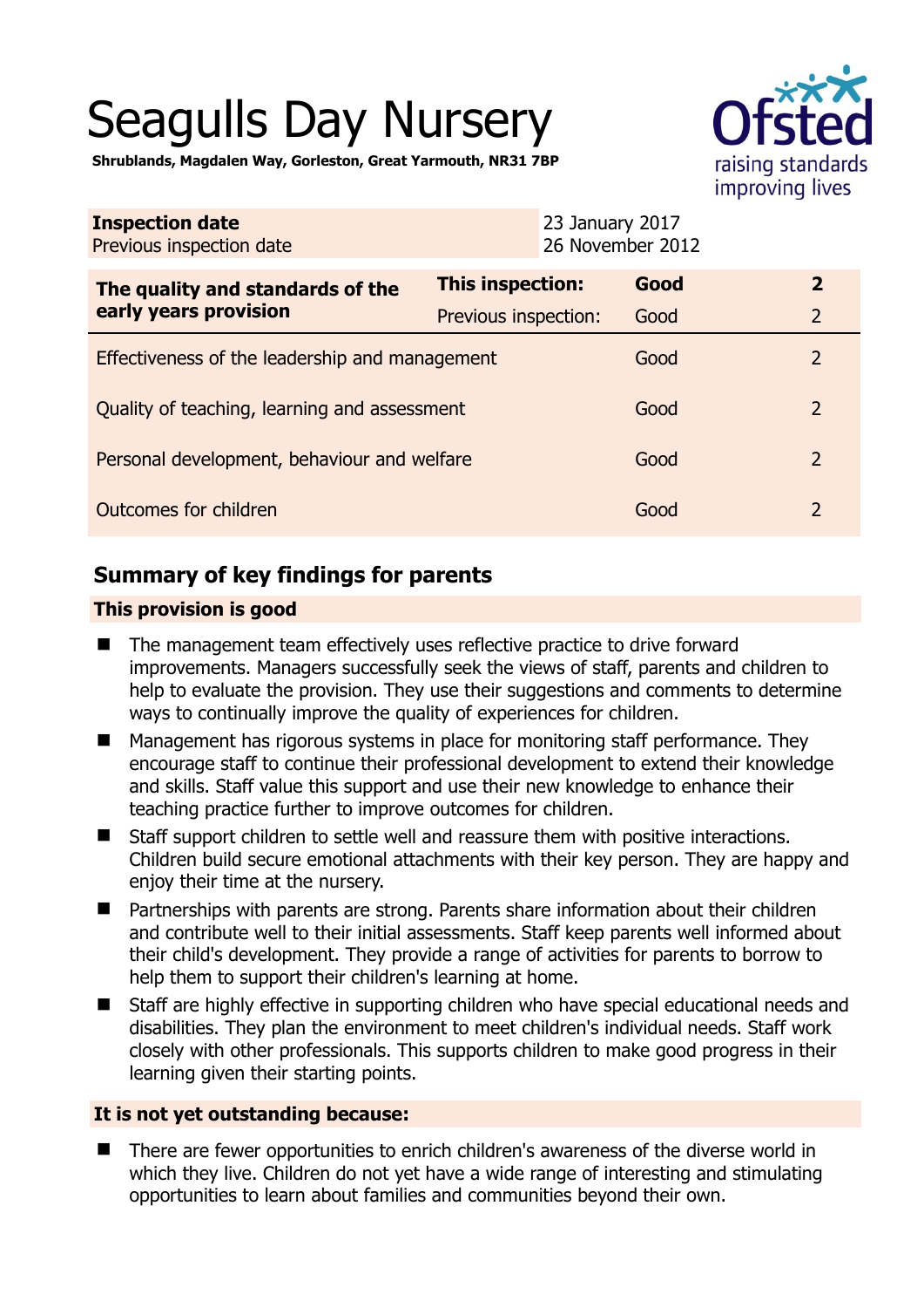# Seagulls Day Nursery

**Shrublands, Magdalen Way, Gorleston, Great Yarmouth, NR31 7BP**

| | |
|---|---|
| **Inspection date** | 23 January 2017 |
| Previous inspection date | 26 November 2012 |

| | | | |
|---|---|---|---|
| **The quality and standards of the early years provision** | **This inspection:** | **Good** | **2** |
| | Previous inspection: | Good | 2 |
| Effectiveness of the leadership and management | | Good | 2 |
| Quality of teaching, learning and assessment | | Good | 2 |
| Personal development, behaviour and welfare | | Good | 2 |
| Outcomes for children | | Good | 2 |

## Summary of key findings for parents

**This provision is good**

- The management team effectively uses reflective practice to drive forward improvements. Managers successfully seek the views of staff, parents and children to help to evaluate the provision. They use their suggestions and comments to determine ways to continually improve the quality of experiences for children.
- Management has rigorous systems in place for monitoring staff performance. They encourage staff to continue their professional development to extend their knowledge and skills. Staff value this support and use their new knowledge to enhance their teaching practice further to improve outcomes for children.
- Staff support children to settle well and reassure them with positive interactions. Children build secure emotional attachments with their key person. They are happy and enjoy their time at the nursery.
- Partnerships with parents are strong. Parents share information about their children and contribute well to their initial assessments. Staff keep parents well informed about their child's development. They provide a range of activities for parents to borrow to help them to support their children's learning at home.
- Staff are highly effective in supporting children who have special educational needs and disabilities. They plan the environment to meet children's individual needs. Staff work closely with other professionals. This supports children to make good progress in their learning given their starting points.

**It is not yet outstanding because:**

- There are fewer opportunities to enrich children's awareness of the diverse world in which they live. Children do not yet have a wide range of interesting and stimulating opportunities to learn about families and communities beyond their own.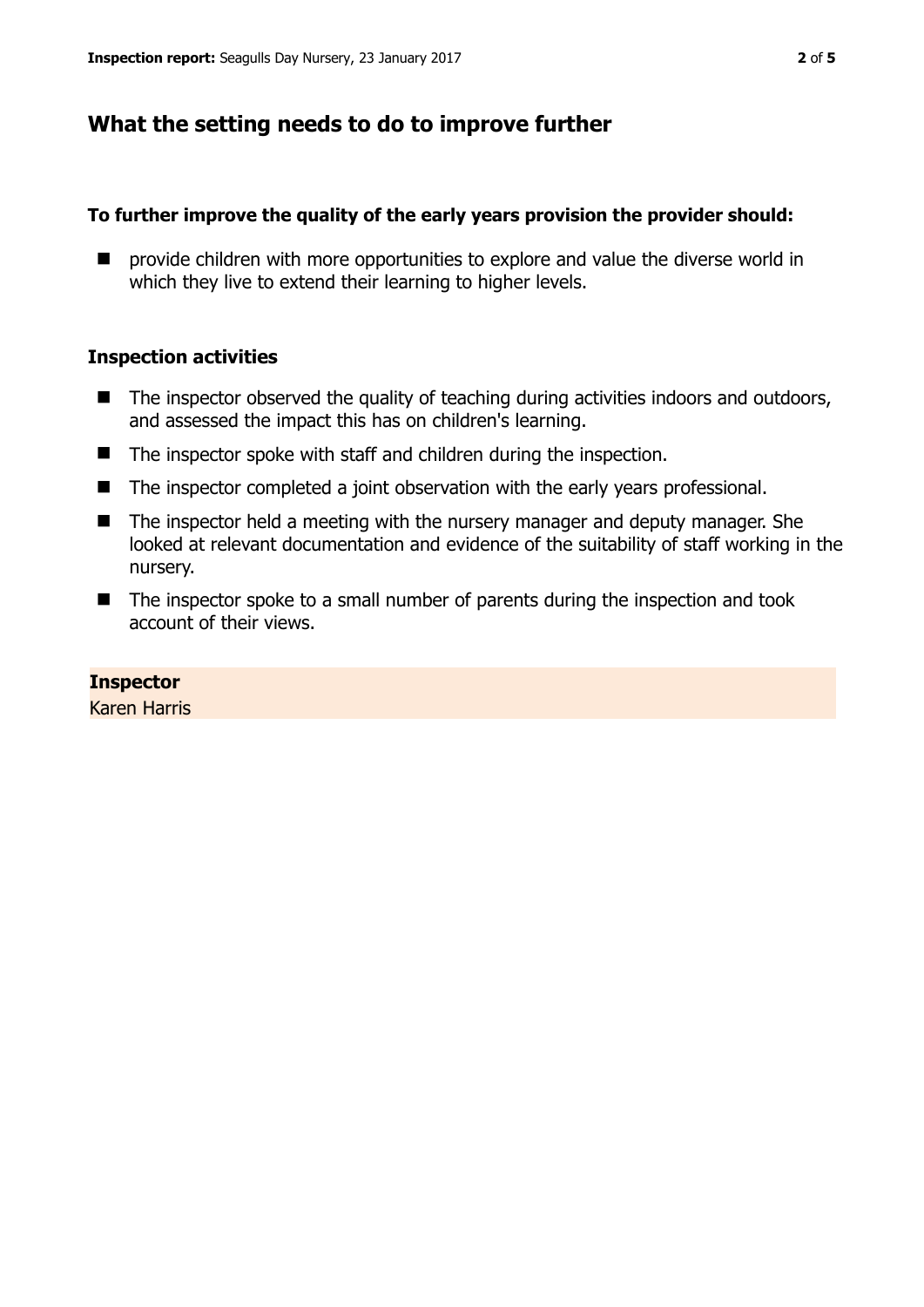## What the setting needs to do to improve further

**To further improve the quality of the early years provision the provider should:**

- provide children with more opportunities to explore and value the diverse world in which they live to extend their learning to higher levels.

### Inspection activities

- The inspector observed the quality of teaching during activities indoors and outdoors, and assessed the impact this has on children's learning.
- The inspector spoke with staff and children during the inspection.
- The inspector completed a joint observation with the early years professional.
- The inspector held a meeting with the nursery manager and deputy manager. She looked at relevant documentation and evidence of the suitability of staff working in the nursery.
- The inspector spoke to a small number of parents during the inspection and took account of their views.

**Inspector**
Karen Harris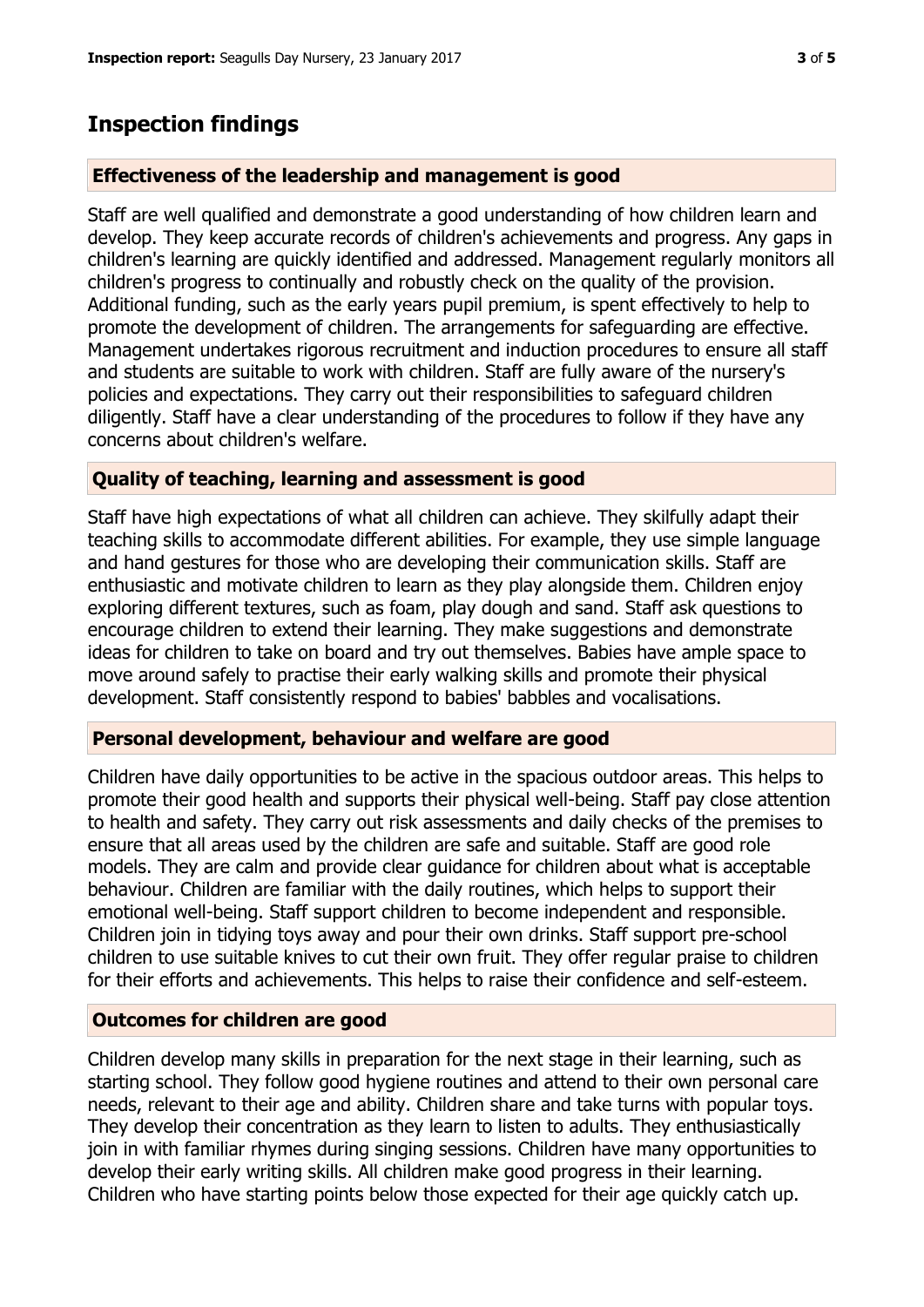# Inspection findings

### Effectiveness of the leadership and management is good

Staff are well qualified and demonstrate a good understanding of how children learn and develop. They keep accurate records of children's achievements and progress. Any gaps in children's learning are quickly identified and addressed. Management regularly monitors all children's progress to continually and robustly check on the quality of the provision. Additional funding, such as the early years pupil premium, is spent effectively to help to promote the development of children. The arrangements for safeguarding are effective. Management undertakes rigorous recruitment and induction procedures to ensure all staff and students are suitable to work with children. Staff are fully aware of the nursery's policies and expectations. They carry out their responsibilities to safeguard children diligently. Staff have a clear understanding of the procedures to follow if they have any concerns about children's welfare.

### Quality of teaching, learning and assessment is good

Staff have high expectations of what all children can achieve. They skilfully adapt their teaching skills to accommodate different abilities. For example, they use simple language and hand gestures for those who are developing their communication skills. Staff are enthusiastic and motivate children to learn as they play alongside them. Children enjoy exploring different textures, such as foam, play dough and sand. Staff ask questions to encourage children to extend their learning. They make suggestions and demonstrate ideas for children to take on board and try out themselves. Babies have ample space to move around safely to practise their early walking skills and promote their physical development. Staff consistently respond to babies' babbles and vocalisations.

### Personal development, behaviour and welfare are good

Children have daily opportunities to be active in the spacious outdoor areas. This helps to promote their good health and supports their physical well-being. Staff pay close attention to health and safety. They carry out risk assessments and daily checks of the premises to ensure that all areas used by the children are safe and suitable. Staff are good role models. They are calm and provide clear guidance for children about what is acceptable behaviour. Children are familiar with the daily routines, which helps to support their emotional well-being. Staff support children to become independent and responsible. Children join in tidying toys away and pour their own drinks. Staff support pre-school children to use suitable knives to cut their own fruit. They offer regular praise to children for their efforts and achievements. This helps to raise their confidence and self-esteem.

### Outcomes for children are good

Children develop many skills in preparation for the next stage in their learning, such as starting school. They follow good hygiene routines and attend to their own personal care needs, relevant to their age and ability. Children share and take turns with popular toys. They develop their concentration as they learn to listen to adults. They enthusiastically join in with familiar rhymes during singing sessions. Children have many opportunities to develop their early writing skills. All children make good progress in their learning. Children who have starting points below those expected for their age quickly catch up.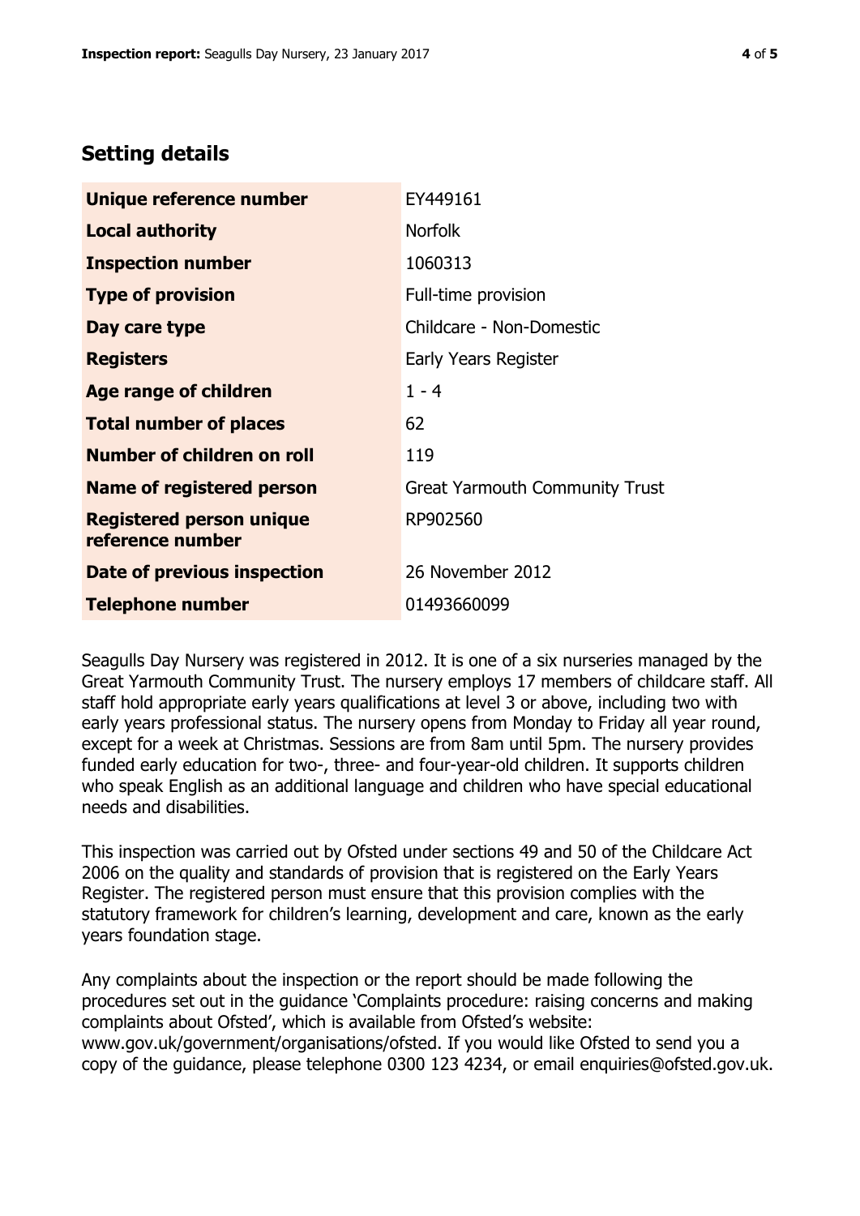## Setting details

| | |
|---|---|
| **Unique reference number** | EY449161 |
| **Local authority** | Norfolk |
| **Inspection number** | 1060313 |
| **Type of provision** | Full-time provision |
| **Day care type** | Childcare - Non-Domestic |
| **Registers** | Early Years Register |
| **Age range of children** | 1 - 4 |
| **Total number of places** | 62 |
| **Number of children on roll** | 119 |
| **Name of registered person** | Great Yarmouth Community Trust |
| **Registered person unique reference number** | RP902560 |
| **Date of previous inspection** | 26 November 2012 |
| **Telephone number** | 01493660099 |

Seagulls Day Nursery was registered in 2012. It is one of a six nurseries managed by the Great Yarmouth Community Trust. The nursery employs 17 members of childcare staff. All staff hold appropriate early years qualifications at level 3 or above, including two with early years professional status. The nursery opens from Monday to Friday all year round, except for a week at Christmas. Sessions are from 8am until 5pm. The nursery provides funded early education for two-, three- and four-year-old children. It supports children who speak English as an additional language and children who have special educational needs and disabilities.

This inspection was carried out by Ofsted under sections 49 and 50 of the Childcare Act 2006 on the quality and standards of provision that is registered on the Early Years Register. The registered person must ensure that this provision complies with the statutory framework for children's learning, development and care, known as the early years foundation stage.

Any complaints about the inspection or the report should be made following the procedures set out in the guidance 'Complaints procedure: raising concerns and making complaints about Ofsted', which is available from Ofsted's website: www.gov.uk/government/organisations/ofsted. If you would like Ofsted to send you a copy of the guidance, please telephone 0300 123 4234, or email enquiries@ofsted.gov.uk.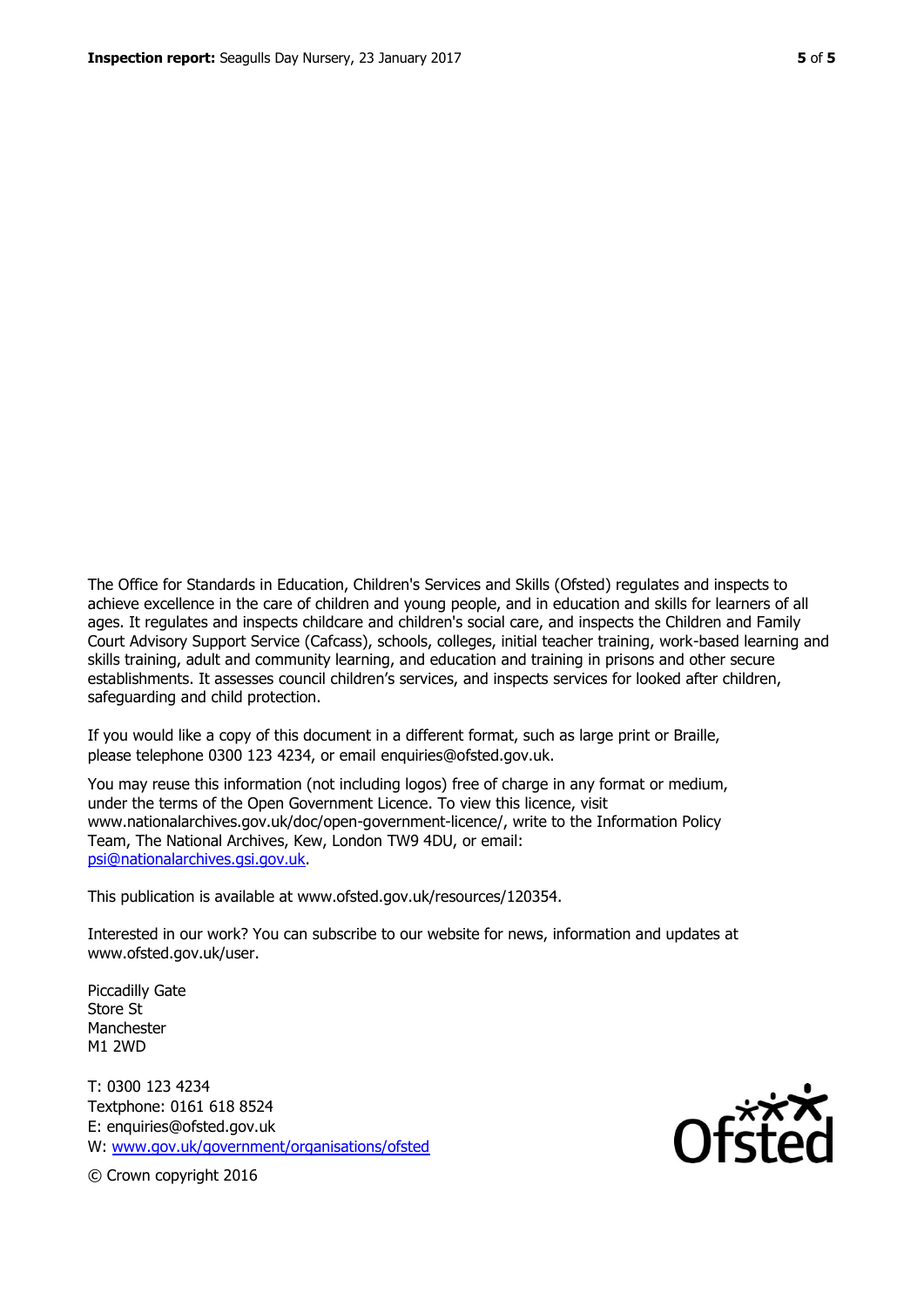The Office for Standards in Education, Children's Services and Skills (Ofsted) regulates and inspects to achieve excellence in the care of children and young people, and in education and skills for learners of all ages. It regulates and inspects childcare and children's social care, and inspects the Children and Family Court Advisory Support Service (Cafcass), schools, colleges, initial teacher training, work-based learning and skills training, adult and community learning, and education and training in prisons and other secure establishments. It assesses council children's services, and inspects services for looked after children, safeguarding and child protection.

If you would like a copy of this document in a different format, such as large print or Braille, please telephone 0300 123 4234, or email enquiries@ofsted.gov.uk.

You may reuse this information (not including logos) free of charge in any format or medium, under the terms of the Open Government Licence. To view this licence, visit www.nationalarchives.gov.uk/doc/open-government-licence/, write to the Information Policy Team, The National Archives, Kew, London TW9 4DU, or email: psi@nationalarchives.gsi.gov.uk.

This publication is available at www.ofsted.gov.uk/resources/120354.

Interested in our work? You can subscribe to our website for news, information and updates at www.ofsted.gov.uk/user.

Piccadilly Gate
Store St
Manchester
M1 2WD

T: 0300 123 4234
Textphone: 0161 618 8524
E: enquiries@ofsted.gov.uk
W: www.gov.uk/government/organisations/ofsted

© Crown copyright 2016

Ofsted